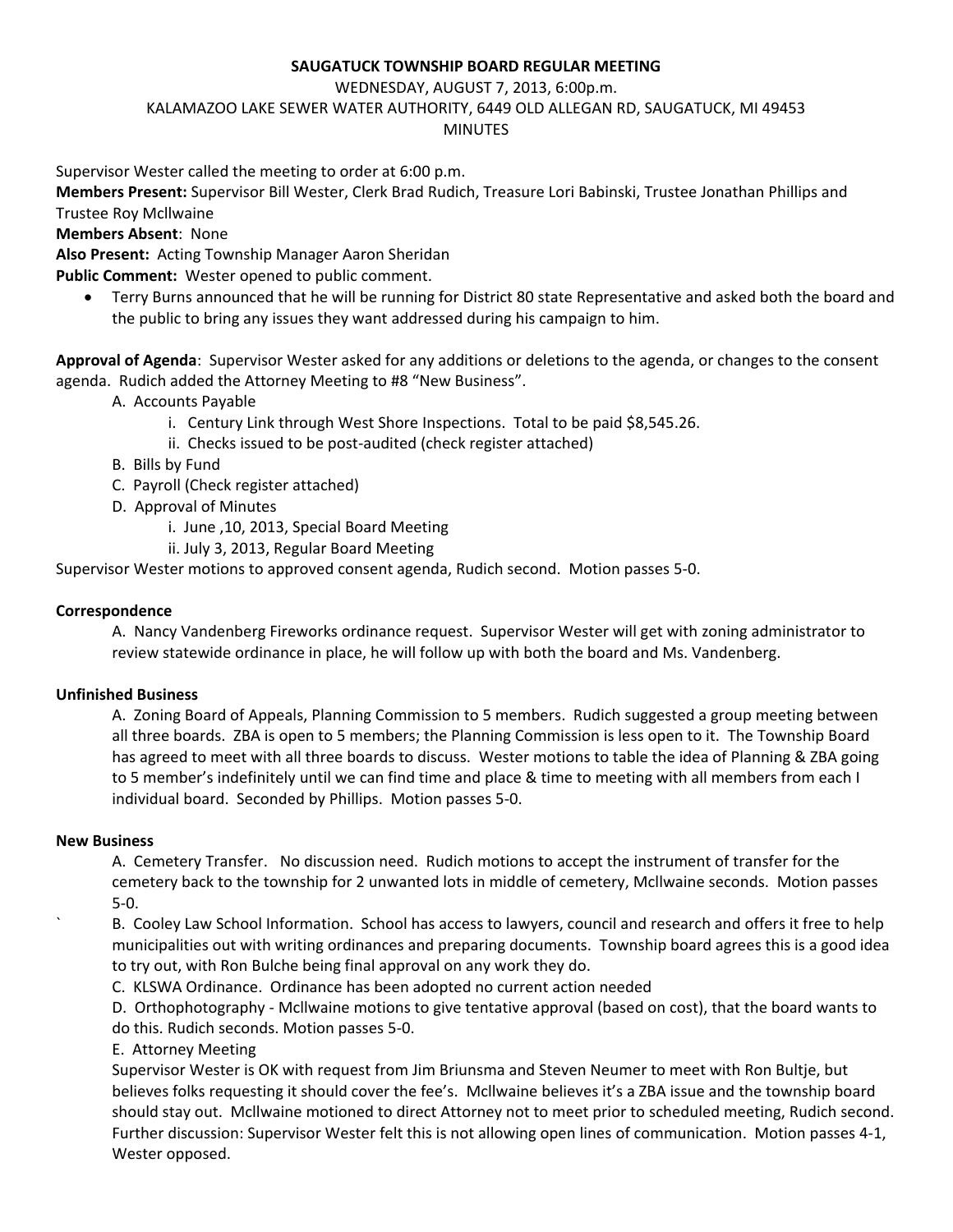**SAUGATUCK TOWNSHIP BOARD REGULAR MEETING**

WEDNESDAY, AUGUST 7, 2013, 6:00p.m.

KALAMAZOO LAKE SEWER WATER AUTHORITY, 6449 OLD ALLEGAN RD, SAUGATUCK, MI 49453

MINUTES

Supervisor Wester called the meeting to order at 6:00 p.m.

**Members Present:** Supervisor Bill Wester, Clerk Brad Rudich, Treasure Lori Babinski, Trustee Jonathan Phillips and Trustee Roy Mcllwaine

**Members Absent**: None

**Also Present:** Acting Township Manager Aaron Sheridan

**Public Comment:** Wester opened to public comment.

- Terry Burns announced that he will be running for District 80 state Representative and asked both the board and the public to bring any issues they want addressed during his campaign to him.

**Approval of Agenda**: Supervisor Wester asked for any additions or deletions to the agenda, or changes to the consent agenda. Rudich added the Attorney Meeting to #8 "New Business".

A. Accounts Payable
   i. Century Link through West Shore Inspections. Total to be paid $8,545.26.
   ii. Checks issued to be post-audited (check register attached)

B. Bills by Fund

C. Payroll (Check register attached)

D. Approval of Minutes
   i. June ,10, 2013, Special Board Meeting
   ii. July 3, 2013, Regular Board Meeting

Supervisor Wester motions to approved consent agenda, Rudich second. Motion passes 5-0.

**Correspondence**

A. Nancy Vandenberg Fireworks ordinance request. Supervisor Wester will get with zoning administrator to review statewide ordinance in place, he will follow up with both the board and Ms. Vandenberg.

**Unfinished Business**

A. Zoning Board of Appeals, Planning Commission to 5 members. Rudich suggested a group meeting between all three boards. ZBA is open to 5 members; the Planning Commission is less open to it. The Township Board has agreed to meet with all three boards to discuss. Wester motions to table the idea of Planning & ZBA going to 5 member's indefinitely until we can find time and place & time to meeting with all members from each I individual board. Seconded by Phillips. Motion passes 5-0.

**New Business**

A. Cemetery Transfer. No discussion need. Rudich motions to accept the instrument of transfer for the cemetery back to the township for 2 unwanted lots in middle of cemetery, Mcllwaine seconds. Motion passes 5-0.

B. Cooley Law School Information. School has access to lawyers, council and research and offers it free to help municipalities out with writing ordinances and preparing documents. Township board agrees this is a good idea to try out, with Ron Bulche being final approval on any work they do.

C. KLSWA Ordinance. Ordinance has been adopted no current action needed

D. Orthophotography - Mcllwaine motions to give tentative approval (based on cost), that the board wants to do this. Rudich seconds. Motion passes 5-0.

E. Attorney Meeting

Supervisor Wester is OK with request from Jim Briunsma and Steven Neumer to meet with Ron Bultje, but believes folks requesting it should cover the fee's. Mcllwaine believes it's a ZBA issue and the township board should stay out. Mcllwaine motioned to direct Attorney not to meet prior to scheduled meeting, Rudich second. Further discussion: Supervisor Wester felt this is not allowing open lines of communication. Motion passes 4-1, Wester opposed.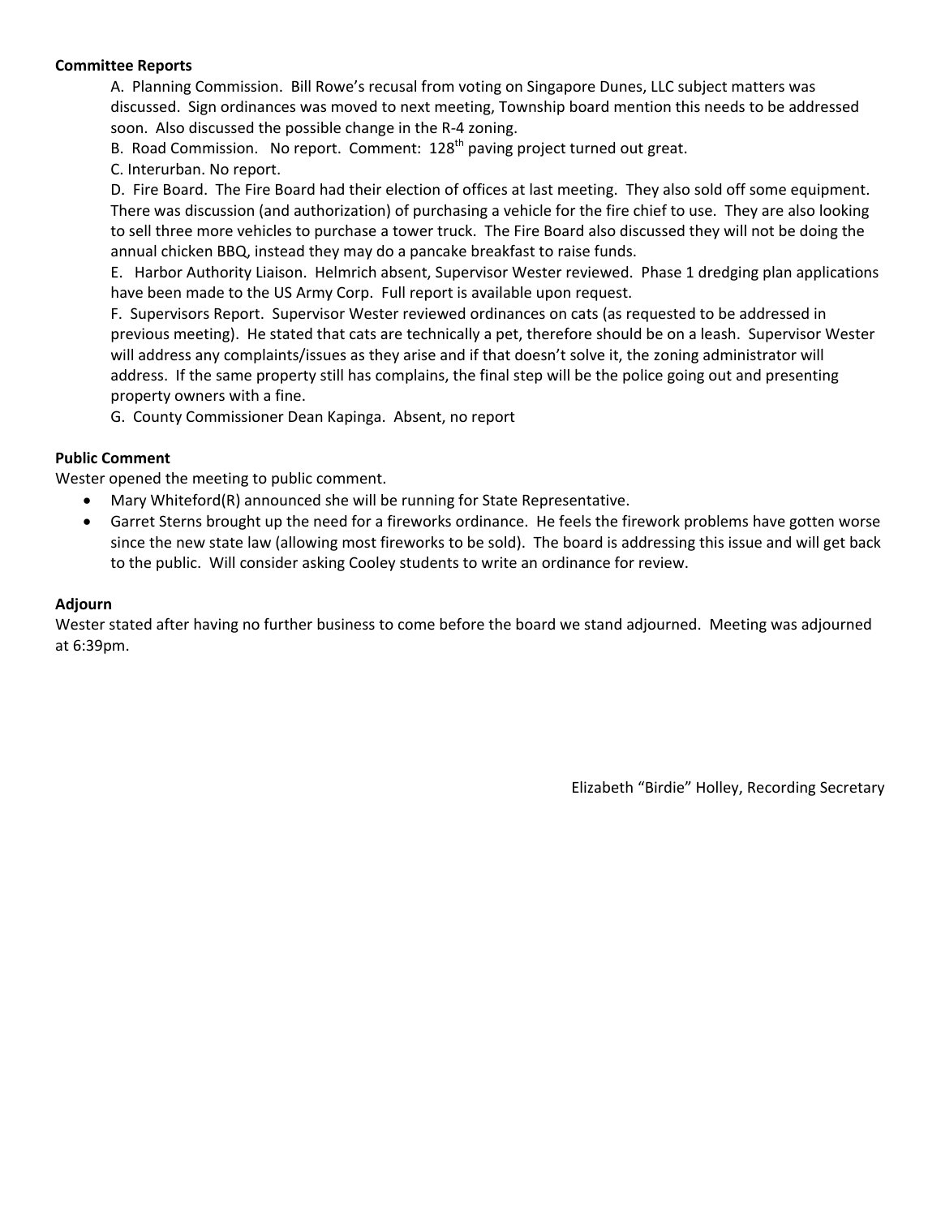**Committee Reports**

A. Planning Commission. Bill Rowe's recusal from voting on Singapore Dunes, LLC subject matters was discussed. Sign ordinances was moved to next meeting, Township board mention this needs to be addressed soon. Also discussed the possible change in the R-4 zoning.

B. Road Commission. No report. Comment: 128th paving project turned out great.

C. Interurban. No report.

D. Fire Board. The Fire Board had their election of offices at last meeting. They also sold off some equipment. There was discussion (and authorization) of purchasing a vehicle for the fire chief to use. They are also looking to sell three more vehicles to purchase a tower truck. The Fire Board also discussed they will not be doing the annual chicken BBQ, instead they may do a pancake breakfast to raise funds.

E. Harbor Authority Liaison. Helmrich absent, Supervisor Wester reviewed. Phase 1 dredging plan applications have been made to the US Army Corp. Full report is available upon request.

F. Supervisors Report. Supervisor Wester reviewed ordinances on cats (as requested to be addressed in previous meeting). He stated that cats are technically a pet, therefore should be on a leash. Supervisor Wester will address any complaints/issues as they arise and if that doesn't solve it, the zoning administrator will address. If the same property still has complains, the final step will be the police going out and presenting property owners with a fine.

G. County Commissioner Dean Kapinga. Absent, no report

**Public Comment**

Wester opened the meeting to public comment.

- Mary Whiteford(R) announced she will be running for State Representative.
- Garret Sterns brought up the need for a fireworks ordinance. He feels the firework problems have gotten worse since the new state law (allowing most fireworks to be sold). The board is addressing this issue and will get back to the public. Will consider asking Cooley students to write an ordinance for review.

**Adjourn**

Wester stated after having no further business to come before the board we stand adjourned. Meeting was adjourned at 6:39pm.

Elizabeth "Birdie" Holley, Recording Secretary